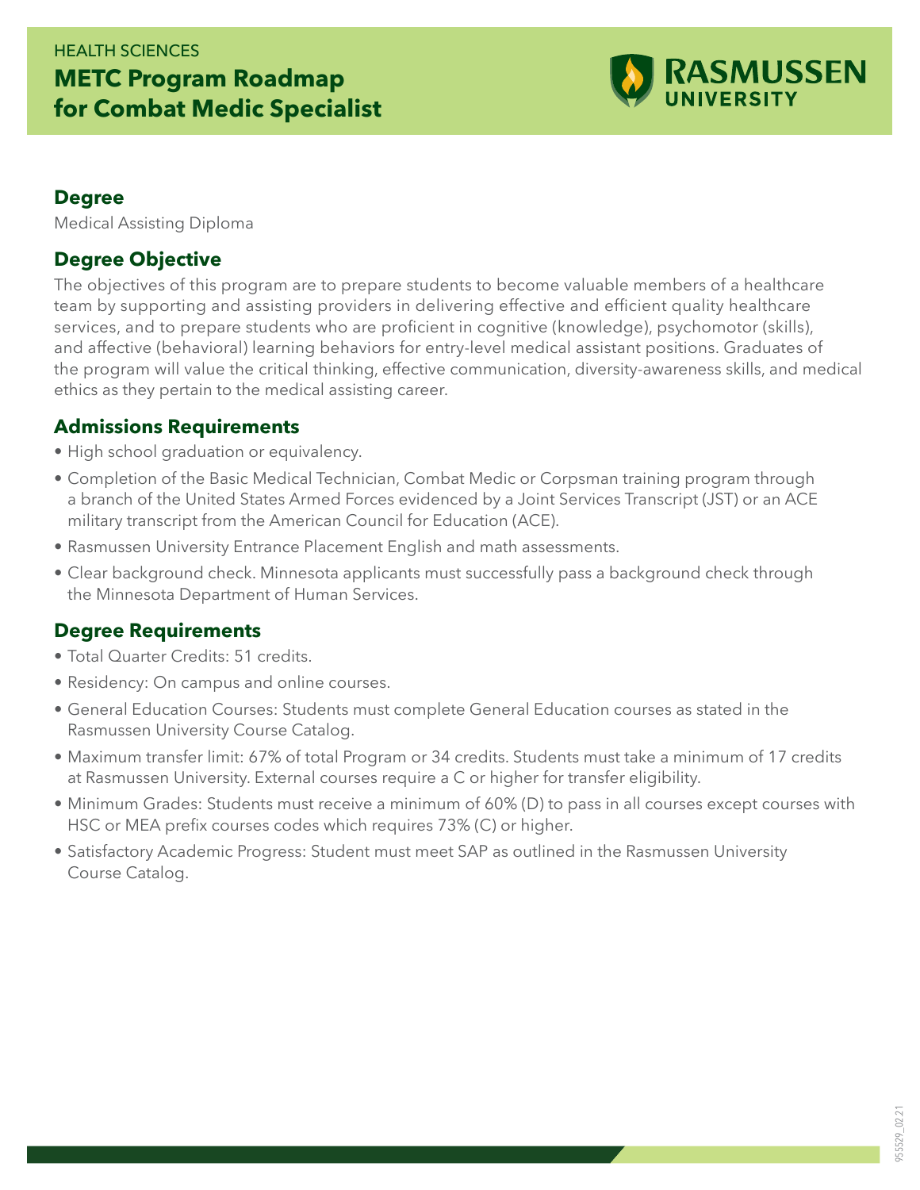HEALTH SCIENCES

# METC Program Roadmap for Combat Medic Specialist

RASMUSSEN UNIVERSITY

## Degree

Medical Assisting Diploma

## Degree Objective

The objectives of this program are to prepare students to become valuable members of a healthcare team by supporting and assisting providers in delivering effective and efficient quality healthcare services, and to prepare students who are proficient in cognitive (knowledge), psychomotor (skills), and affective (behavioral) learning behaviors for entry-level medical assistant positions. Graduates of the program will value the critical thinking, effective communication, diversity-awareness skills, and medical ethics as they pertain to the medical assisting career.

## Admissions Requirements

- High school graduation or equivalency.
- Completion of the Basic Medical Technician, Combat Medic or Corpsman training program through a branch of the United States Armed Forces evidenced by a Joint Services Transcript (JST) or an ACE military transcript from the American Council for Education (ACE).
- Rasmussen University Entrance Placement English and math assessments.
- Clear background check. Minnesota applicants must successfully pass a background check through the Minnesota Department of Human Services.

## Degree Requirements

- Total Quarter Credits: 51 credits.
- Residency: On campus and online courses.
- General Education Courses: Students must complete General Education courses as stated in the Rasmussen University Course Catalog.
- Maximum transfer limit: 67% of total Program or 34 credits. Students must take a minimum of 17 credits at Rasmussen University. External courses require a C or higher for transfer eligibility.
- Minimum Grades: Students must receive a minimum of 60% (D) to pass in all courses except courses with HSC or MEA prefix courses codes which requires 73% (C) or higher.
- Satisfactory Academic Progress: Student must meet SAP as outlined in the Rasmussen University Course Catalog.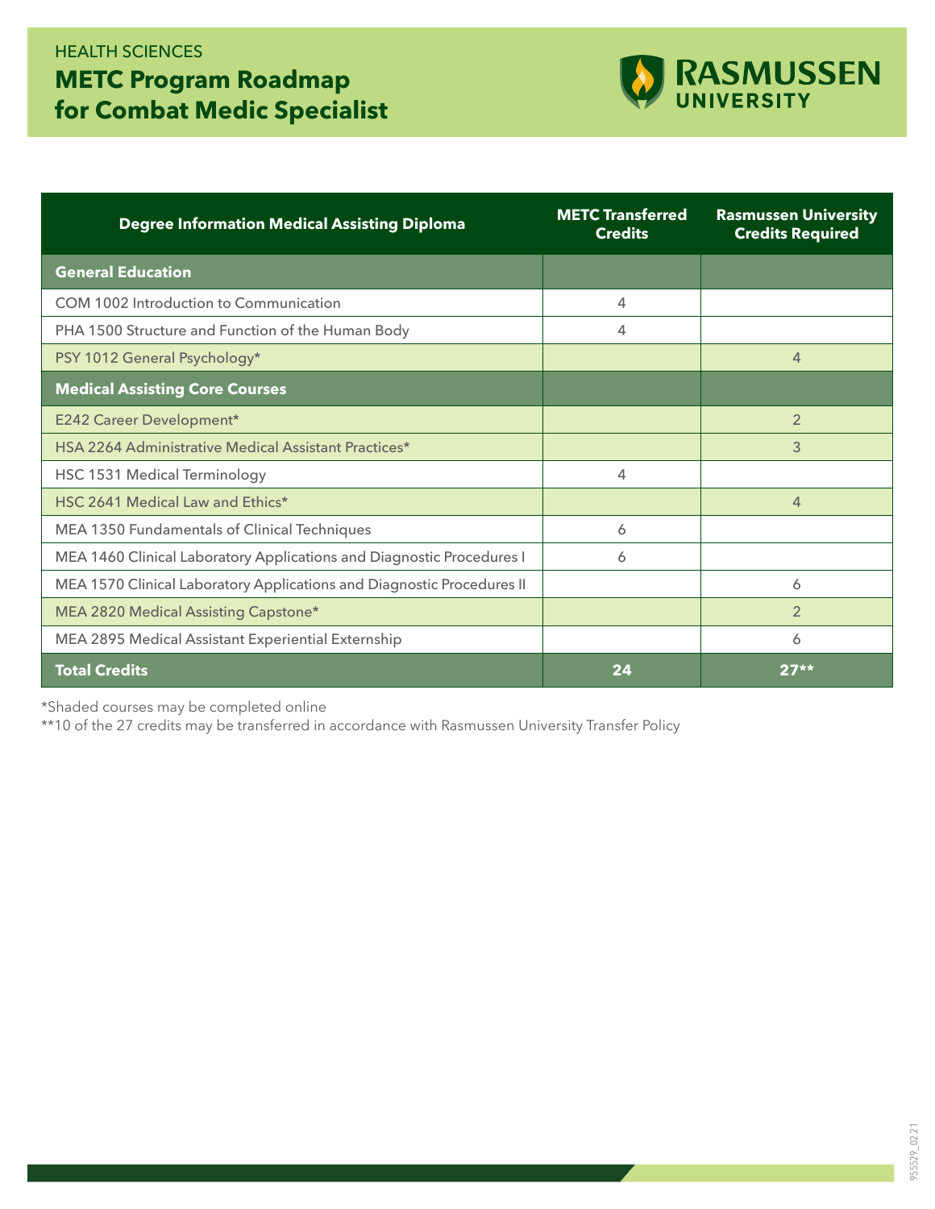HEALTH SCIENCES

# METC Program Roadmap for Combat Medic Specialist

| Degree Information Medical Assisting Diploma | METC Transferred Credits | Rasmussen University Credits Required |
|---|---|---|
| **General Education** | | |
| COM 1002 Introduction to Communication | 4 | |
| PHA 1500 Structure and Function of the Human Body | 4 | |
| PSY 1012 General Psychology* | | 4 |
| **Medical Assisting Core Courses** | | |
| E242 Career Development* | | 2 |
| HSA 2264 Administrative Medical Assistant Practices* | | 3 |
| HSC 1531 Medical Terminology | 4 | |
| HSC 2641 Medical Law and Ethics* | | 4 |
| MEA 1350 Fundamentals of Clinical Techniques | 6 | |
| MEA 1460 Clinical Laboratory Applications and Diagnostic Procedures I | 6 | |
| MEA 1570 Clinical Laboratory Applications and Diagnostic Procedures II | | 6 |
| MEA 2820 Medical Assisting Capstone* | | 2 |
| MEA 2895 Medical Assistant Experiential Externship | | 6 |
| **Total Credits** | **24** | **27**** |

*Shaded courses may be completed online

**10 of the 27 credits may be transferred in accordance with Rasmussen University Transfer Policy